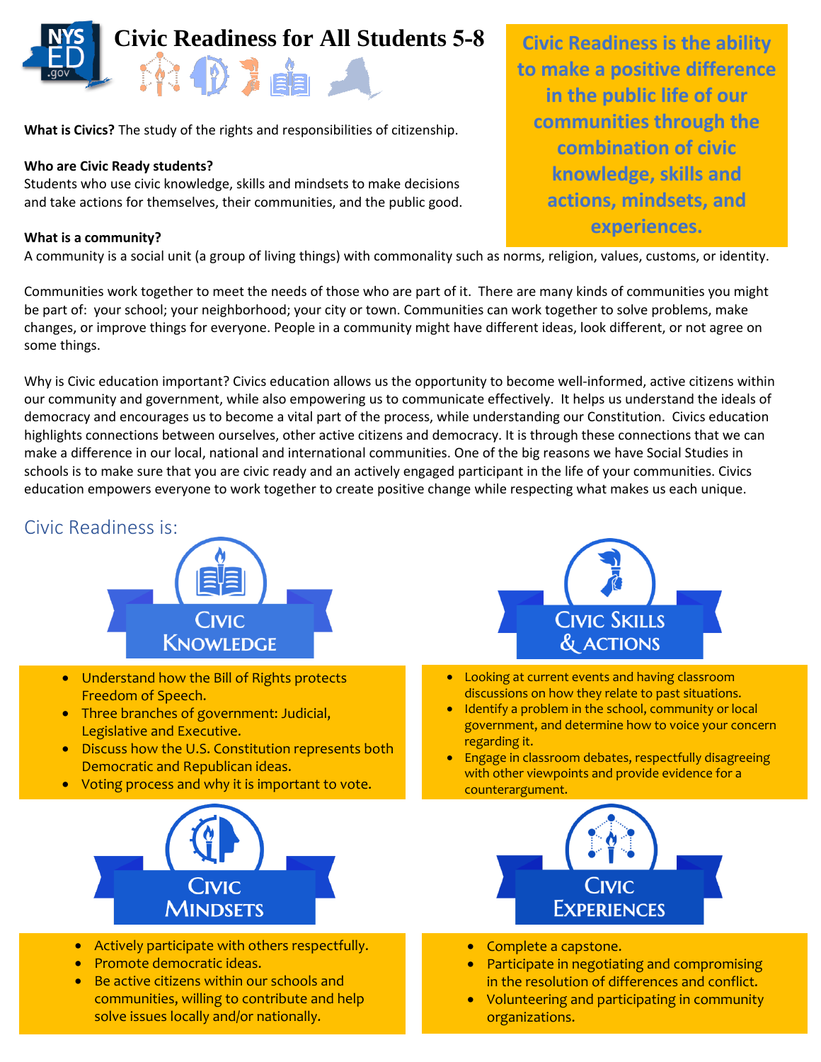# Civic Readiness for All Students 5-8

**Civic Readiness is the ability to make a positive difference in the public life of our communities through the combination of civic knowledge, skills and actions, mindsets, and experiences.**

**What is Civics?** The study of the rights and responsibilities of citizenship.

**Who are Civic Ready students?**
Students who use civic knowledge, skills and mindsets to make decisions and take actions for themselves, their communities, and the public good.

**What is a community?**
A community is a social unit (a group of living things) with commonality such as norms, religion, values, customs, or identity.

Communities work together to meet the needs of those who are part of it. There are many kinds of communities you might be part of: your school; your neighborhood; your city or town. Communities can work together to solve problems, make changes, or improve things for everyone. People in a community might have different ideas, look different, or not agree on some things.

Why is Civic education important? Civics education allows us the opportunity to become well-informed, active citizens within our community and government, while also empowering us to communicate effectively. It helps us understand the ideals of democracy and encourages us to become a vital part of the process, while understanding our Constitution. Civics education highlights connections between ourselves, other active citizens and democracy. It is through these connections that we can make a difference in our local, national and international communities. One of the big reasons we have Social Studies in schools is to make sure that you are civic ready and an actively engaged participant in the life of your communities. Civics education empowers everyone to work together to create positive change while respecting what makes us each unique.

## Civic Readiness is:

### Civic Knowledge

- Understand how the Bill of Rights protects Freedom of Speech.
- Three branches of government: Judicial, Legislative and Executive.
- Discuss how the U.S. Constitution represents both Democratic and Republican ideas.
- Voting process and why it is important to vote.

### Civic Skills & Actions

- Looking at current events and having classroom discussions on how they relate to past situations.
- Identify a problem in the school, community or local government, and determine how to voice your concern regarding it.
- Engage in classroom debates, respectfully disagreeing with other viewpoints and provide evidence for a counterargument.

### Civic Mindsets

- Actively participate with others respectfully.
- Promote democratic ideas.
- Be active citizens within our schools and communities, willing to contribute and help solve issues locally and/or nationally.

### Civic Experiences

- Complete a capstone.
- Participate in negotiating and compromising in the resolution of differences and conflict.
- Volunteering and participating in community organizations.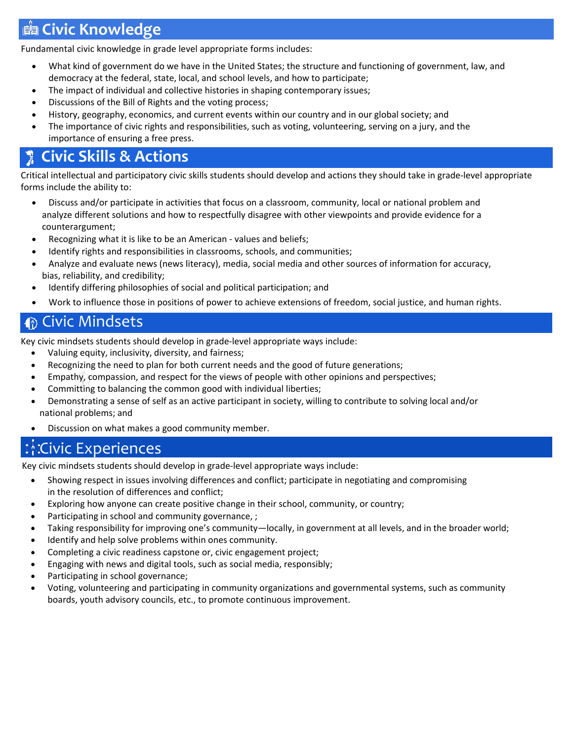## Civic Knowledge

Fundamental civic knowledge in grade level appropriate forms includes:

- What kind of government do we have in the United States; the structure and functioning of government, law, and democracy at the federal, state, local, and school levels, and how to participate;
- The impact of individual and collective histories in shaping contemporary issues;
- Discussions of the Bill of Rights and the voting process;
- History, geography, economics, and current events within our country and in our global society; and
- The importance of civic rights and responsibilities, such as voting, volunteering, serving on a jury, and the importance of ensuring a free press.

## Civic Skills & Actions

Critical intellectual and participatory civic skills students should develop and actions they should take in grade-level appropriate forms include the ability to:

- Discuss and/or participate in activities that focus on a classroom, community, local or national problem and analyze different solutions and how to respectfully disagree with other viewpoints and provide evidence for a counterargument;
- Recognizing what it is like to be an American - values and beliefs;
- Identify rights and responsibilities in classrooms, schools, and communities;
- Analyze and evaluate news (news literacy), media, social media and other sources of information for accuracy, bias, reliability, and credibility;
- Identify differing philosophies of social and political participation; and
- Work to influence those in positions of power to achieve extensions of freedom, social justice, and human rights.

## Civic Mindsets

Key civic mindsets students should develop in grade-level appropriate ways include:

- Valuing equity, inclusivity, diversity, and fairness;
- Recognizing the need to plan for both current needs and the good of future generations;
- Empathy, compassion, and respect for the views of people with other opinions and perspectives;
- Committing to balancing the common good with individual liberties;
- Demonstrating a sense of self as an active participant in society, willing to contribute to solving local and/or national problems; and
- Discussion on what makes a good community member.

## Civic Experiences

Key civic mindsets students should develop in grade-level appropriate ways include:

- Showing respect in issues involving differences and conflict; participate in negotiating and compromising in the resolution of differences and conflict;
- Exploring how anyone can create positive change in their school, community, or country;
- Participating in school and community governance, ;
- Taking responsibility for improving one's community—locally, in government at all levels, and in the broader world;
- Identify and help solve problems within ones community.
- Completing a civic readiness capstone or, civic engagement project;
- Engaging with news and digital tools, such as social media, responsibly;
- Participating in school governance;
- Voting, volunteering and participating in community organizations and governmental systems, such as community boards, youth advisory councils, etc., to promote continuous improvement.